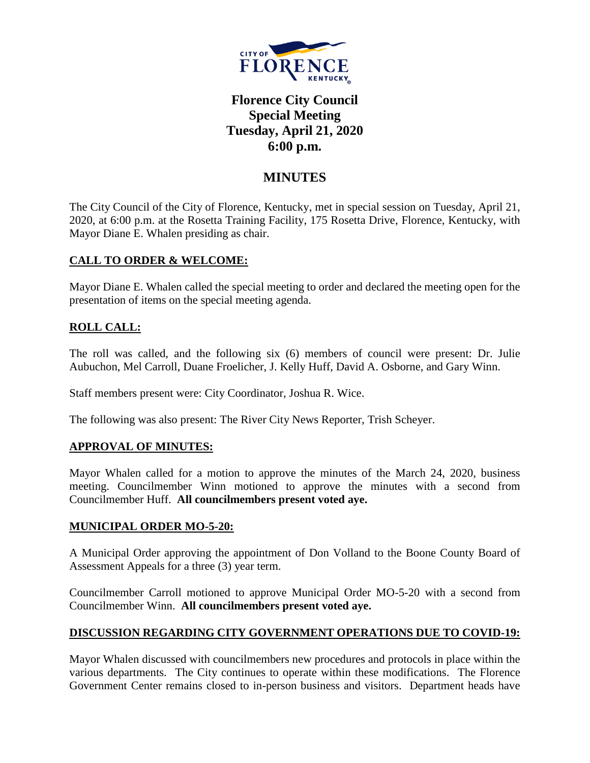# Florence City Council
# Special Meeting
# Tuesday, April 21, 2020
# 6:00 p.m.

## MINUTES

The City Council of the City of Florence, Kentucky, met in special session on Tuesday, April 21, 2020, at 6:00 p.m. at the Rosetta Training Facility, 175 Rosetta Drive, Florence, Kentucky, with Mayor Diane E. Whalen presiding as chair.

### CALL TO ORDER & WELCOME:

Mayor Diane E. Whalen called the special meeting to order and declared the meeting open for the presentation of items on the special meeting agenda.

### ROLL CALL:

The roll was called, and the following six (6) members of council were present: Dr. Julie Aubuchon, Mel Carroll, Duane Froelicher, J. Kelly Huff, David A. Osborne, and Gary Winn.

Staff members present were: City Coordinator, Joshua R. Wice.

The following was also present: The River City News Reporter, Trish Scheyer.

### APPROVAL OF MINUTES:

Mayor Whalen called for a motion to approve the minutes of the March 24, 2020, business meeting. Councilmember Winn motioned to approve the minutes with a second from Councilmember Huff. **All councilmembers present voted aye.**

### MUNICIPAL ORDER MO-5-20:

A Municipal Order approving the appointment of Don Volland to the Boone County Board of Assessment Appeals for a three (3) year term.

Councilmember Carroll motioned to approve Municipal Order MO-5-20 with a second from Councilmember Winn. **All councilmembers present voted aye.**

### DISCUSSION REGARDING CITY GOVERNMENT OPERATIONS DUE TO COVID-19:

Mayor Whalen discussed with councilmembers new procedures and protocols in place within the various departments. The City continues to operate within these modifications. The Florence Government Center remains closed to in-person business and visitors. Department heads have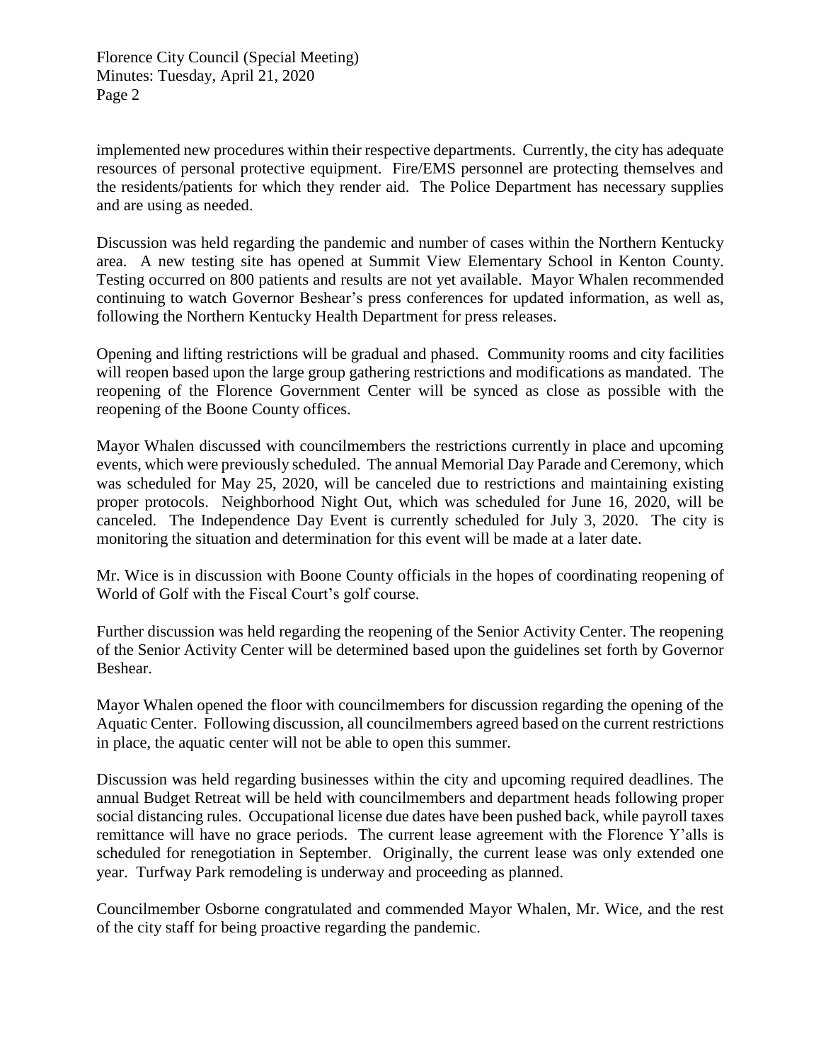implemented new procedures within their respective departments. Currently, the city has adequate resources of personal protective equipment. Fire/EMS personnel are protecting themselves and the residents/patients for which they render aid. The Police Department has necessary supplies and are using as needed.

Discussion was held regarding the pandemic and number of cases within the Northern Kentucky area. A new testing site has opened at Summit View Elementary School in Kenton County. Testing occurred on 800 patients and results are not yet available. Mayor Whalen recommended continuing to watch Governor Beshear's press conferences for updated information, as well as, following the Northern Kentucky Health Department for press releases.

Opening and lifting restrictions will be gradual and phased. Community rooms and city facilities will reopen based upon the large group gathering restrictions and modifications as mandated. The reopening of the Florence Government Center will be synced as close as possible with the reopening of the Boone County offices.

Mayor Whalen discussed with councilmembers the restrictions currently in place and upcoming events, which were previously scheduled. The annual Memorial Day Parade and Ceremony, which was scheduled for May 25, 2020, will be canceled due to restrictions and maintaining existing proper protocols. Neighborhood Night Out, which was scheduled for June 16, 2020, will be canceled. The Independence Day Event is currently scheduled for July 3, 2020. The city is monitoring the situation and determination for this event will be made at a later date.

Mr. Wice is in discussion with Boone County officials in the hopes of coordinating reopening of World of Golf with the Fiscal Court's golf course.

Further discussion was held regarding the reopening of the Senior Activity Center. The reopening of the Senior Activity Center will be determined based upon the guidelines set forth by Governor Beshear.

Mayor Whalen opened the floor with councilmembers for discussion regarding the opening of the Aquatic Center. Following discussion, all councilmembers agreed based on the current restrictions in place, the aquatic center will not be able to open this summer.

Discussion was held regarding businesses within the city and upcoming required deadlines. The annual Budget Retreat will be held with councilmembers and department heads following proper social distancing rules. Occupational license due dates have been pushed back, while payroll taxes remittance will have no grace periods. The current lease agreement with the Florence Y'alls is scheduled for renegotiation in September. Originally, the current lease was only extended one year. Turfway Park remodeling is underway and proceeding as planned.

Councilmember Osborne congratulated and commended Mayor Whalen, Mr. Wice, and the rest of the city staff for being proactive regarding the pandemic.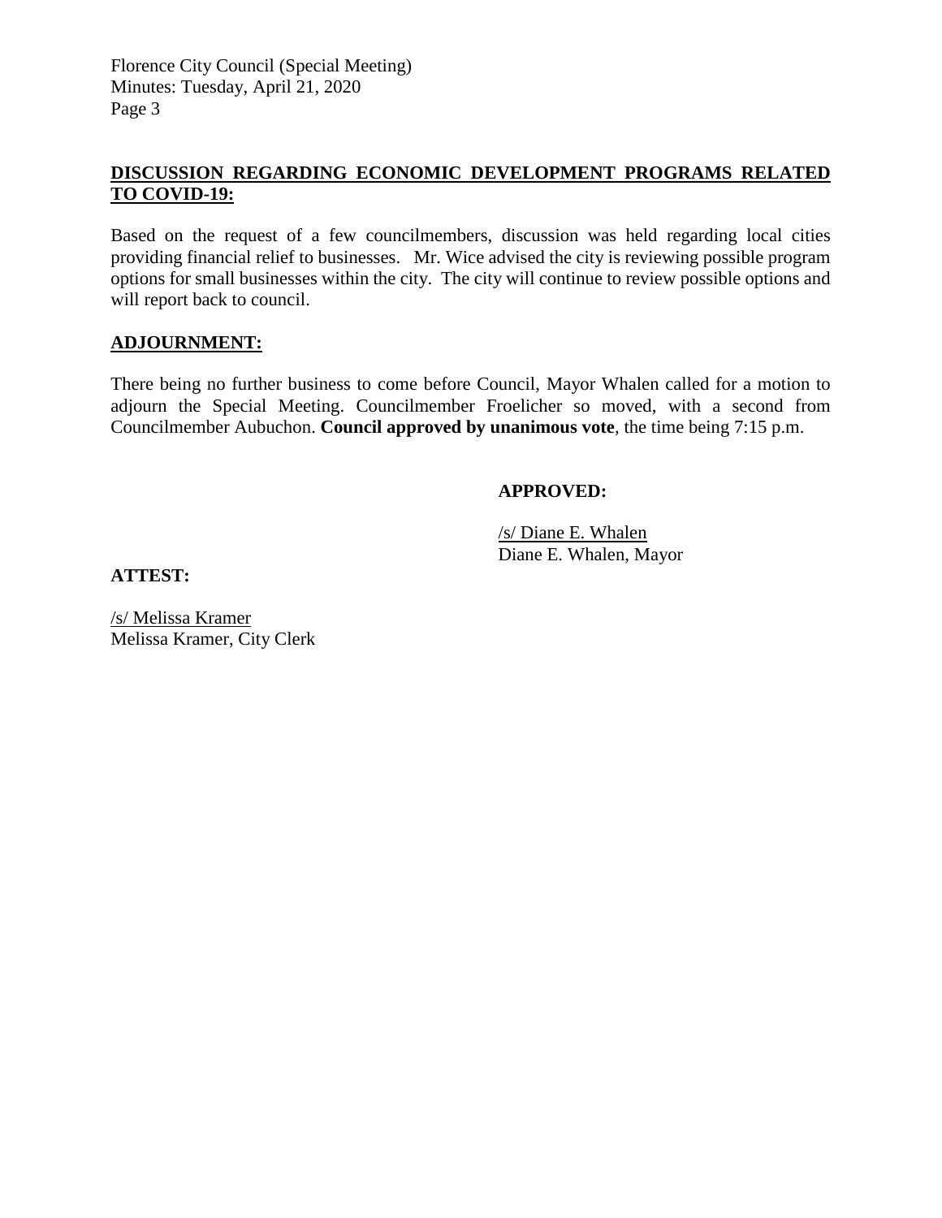**DISCUSSION REGARDING ECONOMIC DEVELOPMENT PROGRAMS RELATED TO COVID-19:**

Based on the request of a few councilmembers, discussion was held regarding local cities providing financial relief to businesses. Mr. Wice advised the city is reviewing possible program options for small businesses within the city. The city will continue to review possible options and will report back to council.

**ADJOURNMENT:**

There being no further business to come before Council, Mayor Whalen called for a motion to adjourn the Special Meeting. Councilmember Froelicher so moved, with a second from Councilmember Aubuchon. **Council approved by unanimous vote**, the time being 7:15 p.m.

**APPROVED:**

/s/ Diane E. Whalen
Diane E. Whalen, Mayor

**ATTEST:**

/s/ Melissa Kramer
Melissa Kramer, City Clerk